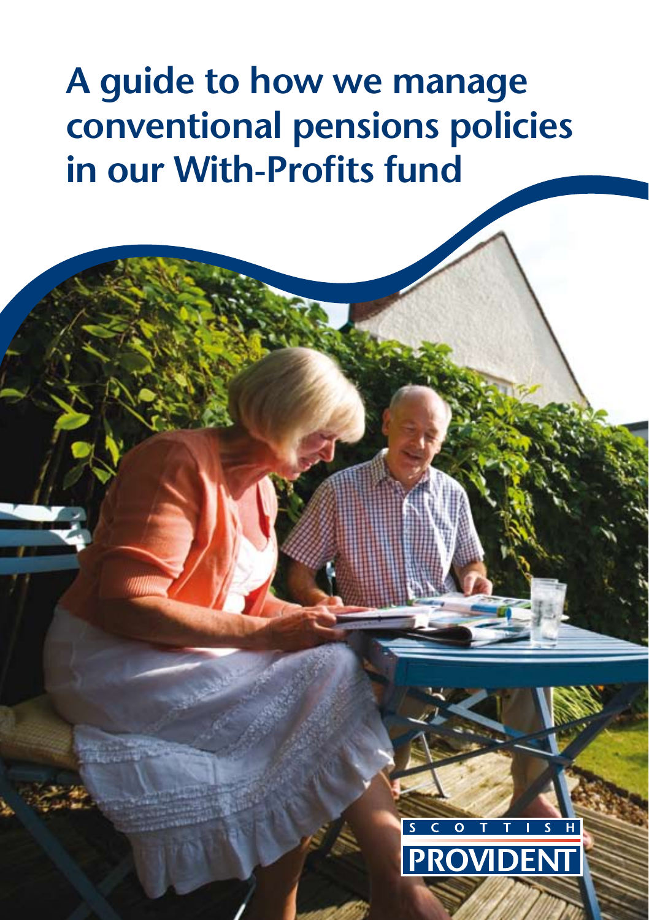# A guide to how we manage conventional pensions policies in our With-Profits fund

SCOTTISH PROVIDENT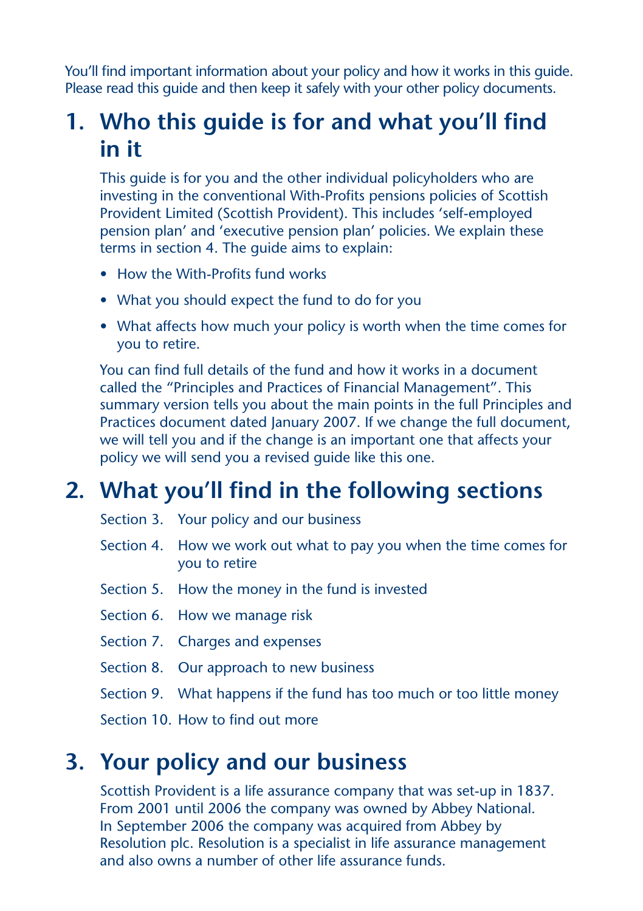You'll find important information about your policy and how it works in this guide. Please read this guide and then keep it safely with your other policy documents.

## 1. Who this guide is for and what you'll find in it

This guide is for you and the other individual policyholders who are investing in the conventional With-Profits pensions policies of Scottish Provident Limited (Scottish Provident). This includes 'self-employed pension plan' and 'executive pension plan' policies. We explain these terms in section 4. The guide aims to explain:

- How the With-Profits fund works
- What you should expect the fund to do for you
- What affects how much your policy is worth when the time comes for you to retire.

You can find full details of the fund and how it works in a document called the "Principles and Practices of Financial Management". This summary version tells you about the main points in the full Principles and Practices document dated January 2007. If we change the full document, we will tell you and if the change is an important one that affects your policy we will send you a revised guide like this one.

## 2. What you'll find in the following sections

- Section 3. Your policy and our business
- Section 4. How we work out what to pay you when the time comes for you to retire
- Section 5. How the money in the fund is invested
- Section 6. How we manage risk
- Section 7. Charges and expenses
- Section 8. Our approach to new business
- Section 9. What happens if the fund has too much or too little money
- Section 10. How to find out more

## 3. Your policy and our business

Scottish Provident is a life assurance company that was set-up in 1837. From 2001 until 2006 the company was owned by Abbey National. In September 2006 the company was acquired from Abbey by Resolution plc. Resolution is a specialist in life assurance management and also owns a number of other life assurance funds.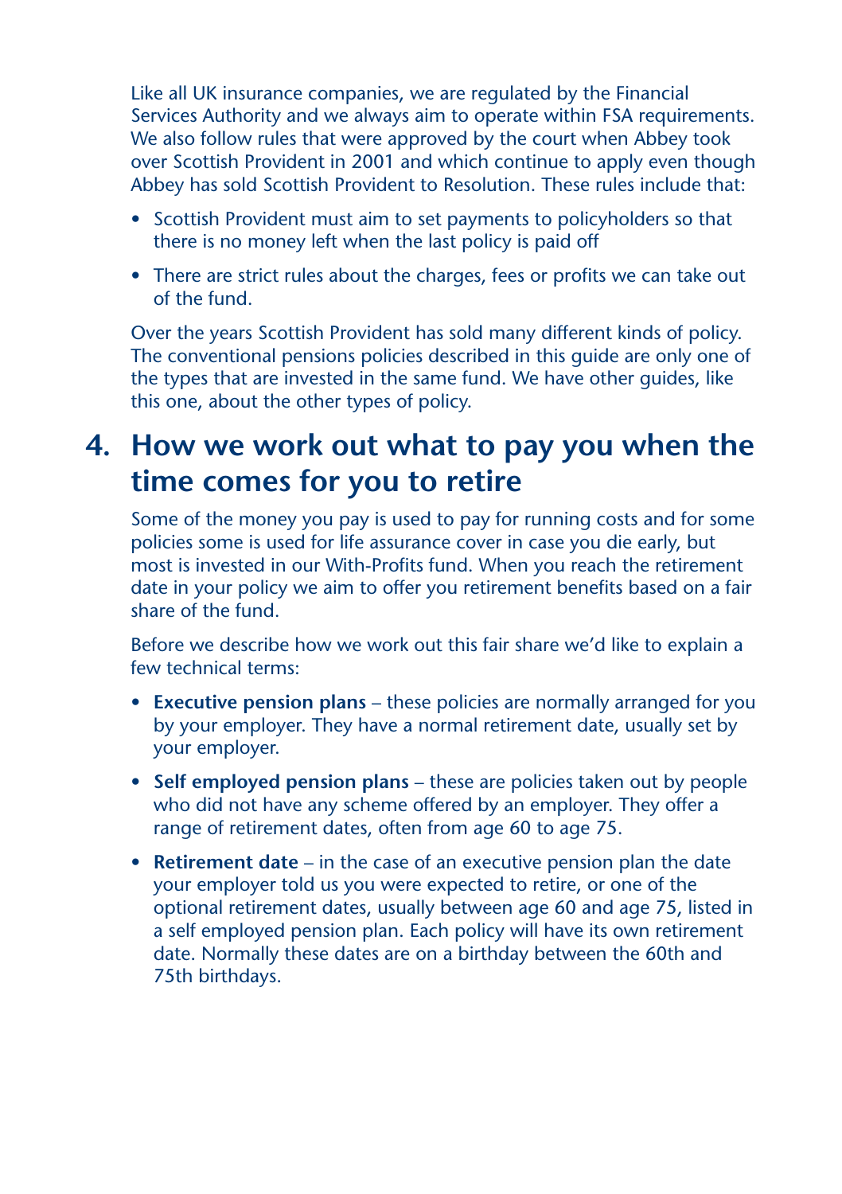Like all UK insurance companies, we are regulated by the Financial Services Authority and we always aim to operate within FSA requirements. We also follow rules that were approved by the court when Abbey took over Scottish Provident in 2001 and which continue to apply even though Abbey has sold Scottish Provident to Resolution. These rules include that:

- Scottish Provident must aim to set payments to policyholders so that there is no money left when the last policy is paid off
- There are strict rules about the charges, fees or profits we can take out of the fund.

Over the years Scottish Provident has sold many different kinds of policy. The conventional pensions policies described in this guide are only one of the types that are invested in the same fund. We have other guides, like this one, about the other types of policy.

## 4. How we work out what to pay you when the time comes for you to retire

Some of the money you pay is used to pay for running costs and for some policies some is used for life assurance cover in case you die early, but most is invested in our With-Profits fund. When you reach the retirement date in your policy we aim to offer you retirement benefits based on a fair share of the fund.

Before we describe how we work out this fair share we'd like to explain a few technical terms:

- **Executive pension plans** – these policies are normally arranged for you by your employer. They have a normal retirement date, usually set by your employer.
- **Self employed pension plans** – these are policies taken out by people who did not have any scheme offered by an employer. They offer a range of retirement dates, often from age 60 to age 75.
- **Retirement date** – in the case of an executive pension plan the date your employer told us you were expected to retire, or one of the optional retirement dates, usually between age 60 and age 75, listed in a self employed pension plan. Each policy will have its own retirement date. Normally these dates are on a birthday between the 60th and 75th birthdays.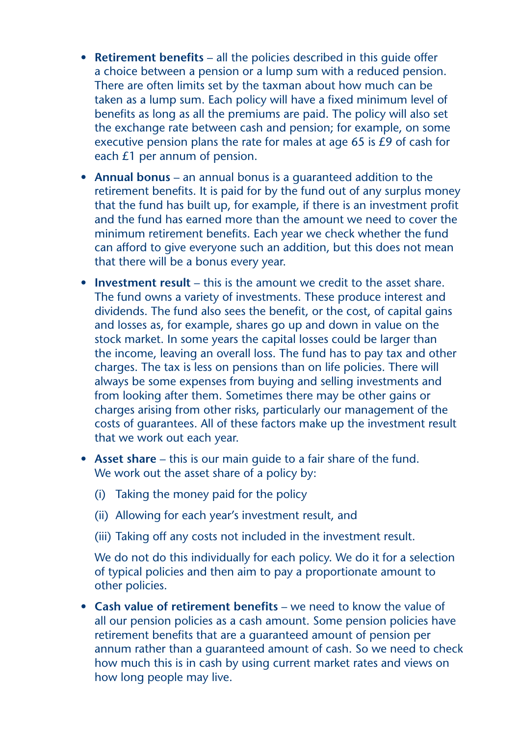- **Retirement benefits** – all the policies described in this guide offer a choice between a pension or a lump sum with a reduced pension. There are often limits set by the taxman about how much can be taken as a lump sum. Each policy will have a fixed minimum level of benefits as long as all the premiums are paid. The policy will also set the exchange rate between cash and pension; for example, on some executive pension plans the rate for males at age 65 is £9 of cash for each £1 per annum of pension.

- **Annual bonus** – an annual bonus is a guaranteed addition to the retirement benefits. It is paid for by the fund out of any surplus money that the fund has built up, for example, if there is an investment profit and the fund has earned more than the amount we need to cover the minimum retirement benefits. Each year we check whether the fund can afford to give everyone such an addition, but this does not mean that there will be a bonus every year.

- **Investment result** – this is the amount we credit to the asset share. The fund owns a variety of investments. These produce interest and dividends. The fund also sees the benefit, or the cost, of capital gains and losses as, for example, shares go up and down in value on the stock market. In some years the capital losses could be larger than the income, leaving an overall loss. The fund has to pay tax and other charges. The tax is less on pensions than on life policies. There will always be some expenses from buying and selling investments and from looking after them. Sometimes there may be other gains or charges arising from other risks, particularly our management of the costs of guarantees. All of these factors make up the investment result that we work out each year.

- **Asset share** – this is our main guide to a fair share of the fund. We work out the asset share of a policy by:

  (i) Taking the money paid for the policy

  (ii) Allowing for each year's investment result, and

  (iii) Taking off any costs not included in the investment result.

  We do not do this individually for each policy. We do it for a selection of typical policies and then aim to pay a proportionate amount to other policies.

- **Cash value of retirement benefits** – we need to know the value of all our pension policies as a cash amount. Some pension policies have retirement benefits that are a guaranteed amount of pension per annum rather than a guaranteed amount of cash. So we need to check how much this is in cash by using current market rates and views on how long people may live.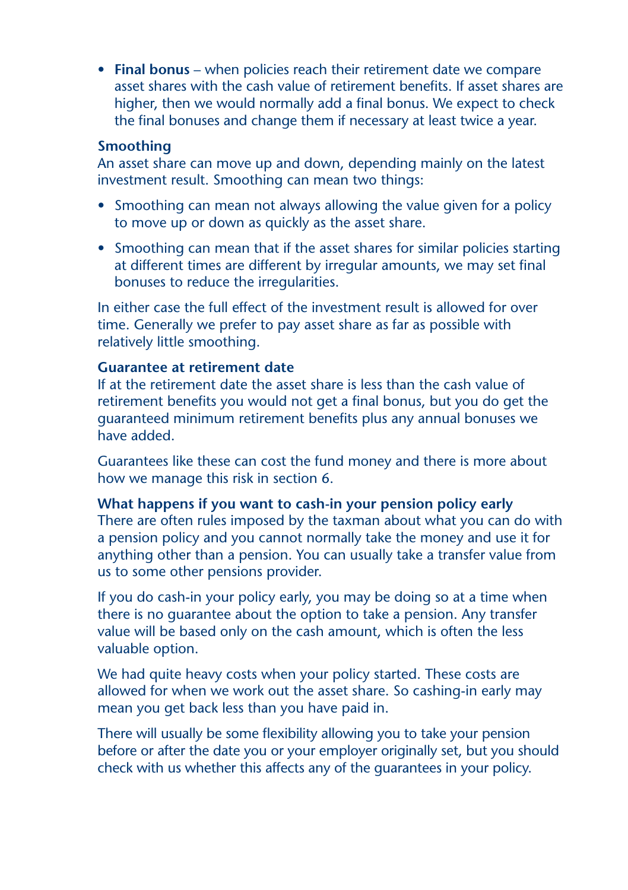- **Final bonus** – when policies reach their retirement date we compare asset shares with the cash value of retirement benefits. If asset shares are higher, then we would normally add a final bonus. We expect to check the final bonuses and change them if necessary at least twice a year.

### Smoothing

An asset share can move up and down, depending mainly on the latest investment result. Smoothing can mean two things:

- Smoothing can mean not always allowing the value given for a policy to move up or down as quickly as the asset share.
- Smoothing can mean that if the asset shares for similar policies starting at different times are different by irregular amounts, we may set final bonuses to reduce the irregularities.

In either case the full effect of the investment result is allowed for over time. Generally we prefer to pay asset share as far as possible with relatively little smoothing.

### Guarantee at retirement date

If at the retirement date the asset share is less than the cash value of retirement benefits you would not get a final bonus, but you do get the guaranteed minimum retirement benefits plus any annual bonuses we have added.

Guarantees like these can cost the fund money and there is more about how we manage this risk in section 6.

### What happens if you want to cash-in your pension policy early

There are often rules imposed by the taxman about what you can do with a pension policy and you cannot normally take the money and use it for anything other than a pension. You can usually take a transfer value from us to some other pensions provider.

If you do cash-in your policy early, you may be doing so at a time when there is no guarantee about the option to take a pension. Any transfer value will be based only on the cash amount, which is often the less valuable option.

We had quite heavy costs when your policy started. These costs are allowed for when we work out the asset share. So cashing-in early may mean you get back less than you have paid in.

There will usually be some flexibility allowing you to take your pension before or after the date you or your employer originally set, but you should check with us whether this affects any of the guarantees in your policy.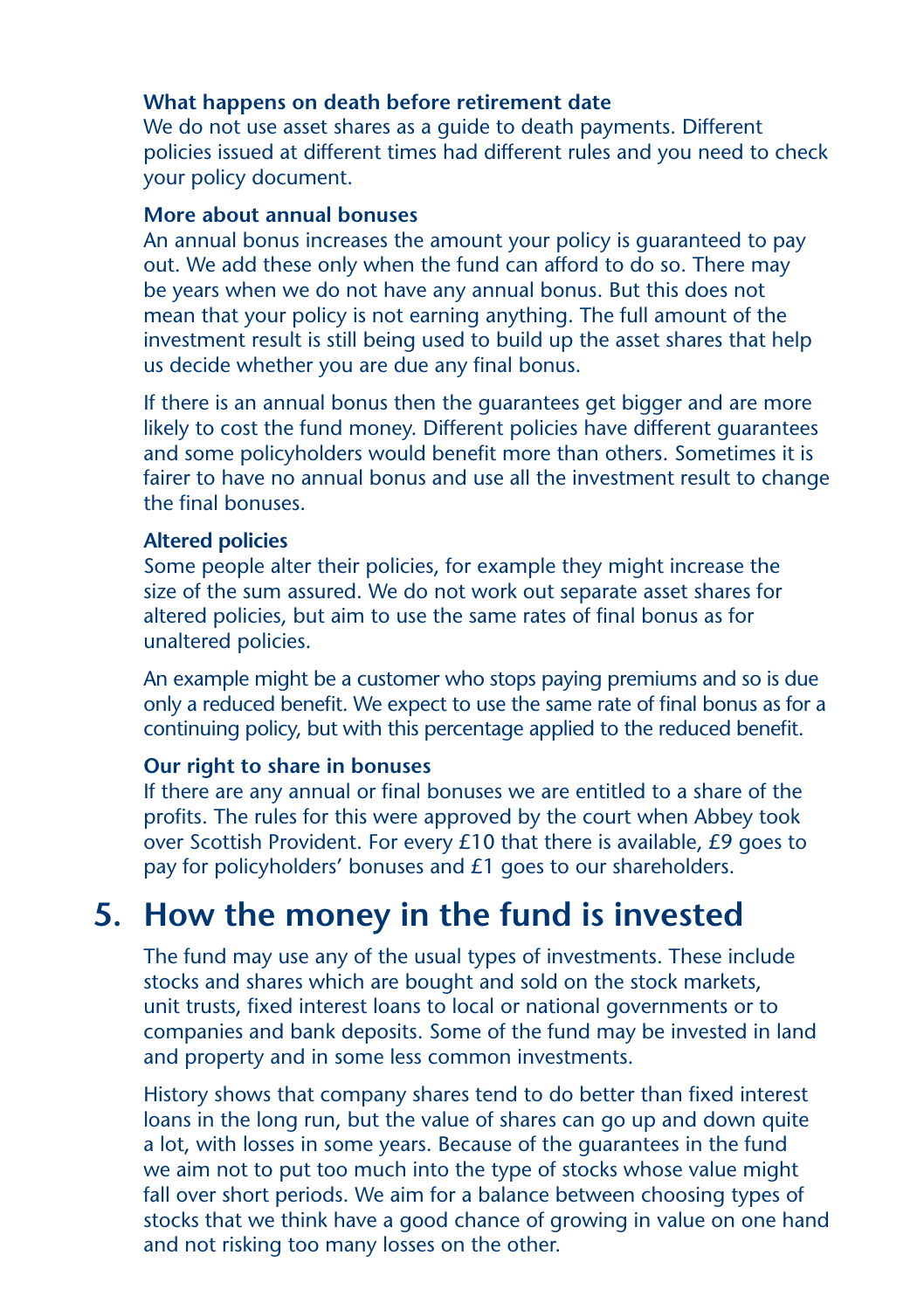### What happens on death before retirement date

We do not use asset shares as a guide to death payments. Different policies issued at different times had different rules and you need to check your policy document.

### More about annual bonuses

An annual bonus increases the amount your policy is guaranteed to pay out. We add these only when the fund can afford to do so. There may be years when we do not have any annual bonus. But this does not mean that your policy is not earning anything. The full amount of the investment result is still being used to build up the asset shares that help us decide whether you are due any final bonus.

If there is an annual bonus then the guarantees get bigger and are more likely to cost the fund money. Different policies have different guarantees and some policyholders would benefit more than others. Sometimes it is fairer to have no annual bonus and use all the investment result to change the final bonuses.

### Altered policies

Some people alter their policies, for example they might increase the size of the sum assured. We do not work out separate asset shares for altered policies, but aim to use the same rates of final bonus as for unaltered policies.

An example might be a customer who stops paying premiums and so is due only a reduced benefit. We expect to use the same rate of final bonus as for a continuing policy, but with this percentage applied to the reduced benefit.

### Our right to share in bonuses

If there are any annual or final bonuses we are entitled to a share of the profits. The rules for this were approved by the court when Abbey took over Scottish Provident. For every £10 that there is available, £9 goes to pay for policyholders' bonuses and £1 goes to our shareholders.

## 5. How the money in the fund is invested

The fund may use any of the usual types of investments. These include stocks and shares which are bought and sold on the stock markets, unit trusts, fixed interest loans to local or national governments or to companies and bank deposits. Some of the fund may be invested in land and property and in some less common investments.

History shows that company shares tend to do better than fixed interest loans in the long run, but the value of shares can go up and down quite a lot, with losses in some years. Because of the guarantees in the fund we aim not to put too much into the type of stocks whose value might fall over short periods. We aim for a balance between choosing types of stocks that we think have a good chance of growing in value on one hand and not risking too many losses on the other.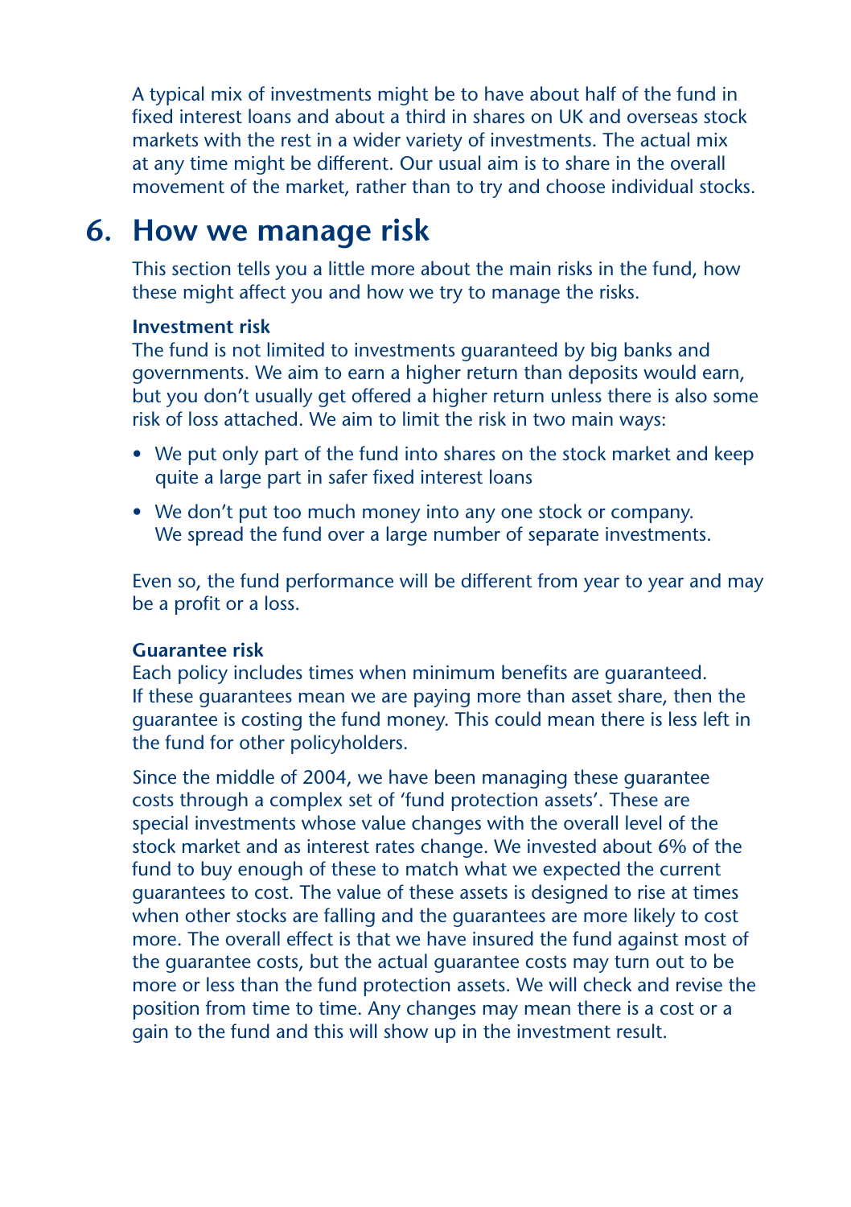A typical mix of investments might be to have about half of the fund in fixed interest loans and about a third in shares on UK and overseas stock markets with the rest in a wider variety of investments. The actual mix at any time might be different. Our usual aim is to share in the overall movement of the market, rather than to try and choose individual stocks.

## 6. How we manage risk

This section tells you a little more about the main risks in the fund, how these might affect you and how we try to manage the risks.

**Investment risk**

The fund is not limited to investments guaranteed by big banks and governments. We aim to earn a higher return than deposits would earn, but you don't usually get offered a higher return unless there is also some risk of loss attached. We aim to limit the risk in two main ways:

- We put only part of the fund into shares on the stock market and keep quite a large part in safer fixed interest loans
- We don't put too much money into any one stock or company. We spread the fund over a large number of separate investments.

Even so, the fund performance will be different from year to year and may be a profit or a loss.

**Guarantee risk**

Each policy includes times when minimum benefits are guaranteed. If these guarantees mean we are paying more than asset share, then the guarantee is costing the fund money. This could mean there is less left in the fund for other policyholders.

Since the middle of 2004, we have been managing these guarantee costs through a complex set of 'fund protection assets'. These are special investments whose value changes with the overall level of the stock market and as interest rates change. We invested about 6% of the fund to buy enough of these to match what we expected the current guarantees to cost. The value of these assets is designed to rise at times when other stocks are falling and the guarantees are more likely to cost more. The overall effect is that we have insured the fund against most of the guarantee costs, but the actual guarantee costs may turn out to be more or less than the fund protection assets. We will check and revise the position from time to time. Any changes may mean there is a cost or a gain to the fund and this will show up in the investment result.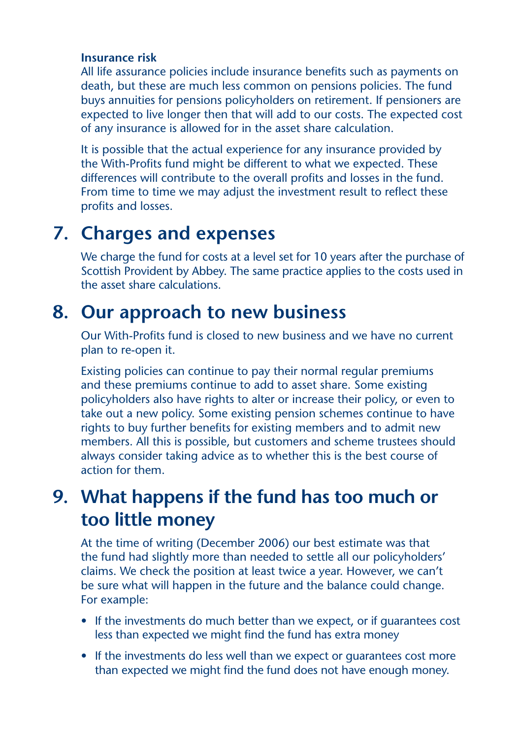**Insurance risk**

All life assurance policies include insurance benefits such as payments on death, but these are much less common on pensions policies. The fund buys annuities for pensions policyholders on retirement. If pensioners are expected to live longer then that will add to our costs. The expected cost of any insurance is allowed for in the asset share calculation.

It is possible that the actual experience for any insurance provided by the With-Profits fund might be different to what we expected. These differences will contribute to the overall profits and losses in the fund. From time to time we may adjust the investment result to reflect these profits and losses.

## 7. Charges and expenses

We charge the fund for costs at a level set for 10 years after the purchase of Scottish Provident by Abbey. The same practice applies to the costs used in the asset share calculations.

## 8. Our approach to new business

Our With-Profits fund is closed to new business and we have no current plan to re-open it.

Existing policies can continue to pay their normal regular premiums and these premiums continue to add to asset share. Some existing policyholders also have rights to alter or increase their policy, or even to take out a new policy. Some existing pension schemes continue to have rights to buy further benefits for existing members and to admit new members. All this is possible, but customers and scheme trustees should always consider taking advice as to whether this is the best course of action for them.

## 9. What happens if the fund has too much or too little money

At the time of writing (December 2006) our best estimate was that the fund had slightly more than needed to settle all our policyholders' claims. We check the position at least twice a year. However, we can't be sure what will happen in the future and the balance could change. For example:

- If the investments do much better than we expect, or if guarantees cost less than expected we might find the fund has extra money
- If the investments do less well than we expect or guarantees cost more than expected we might find the fund does not have enough money.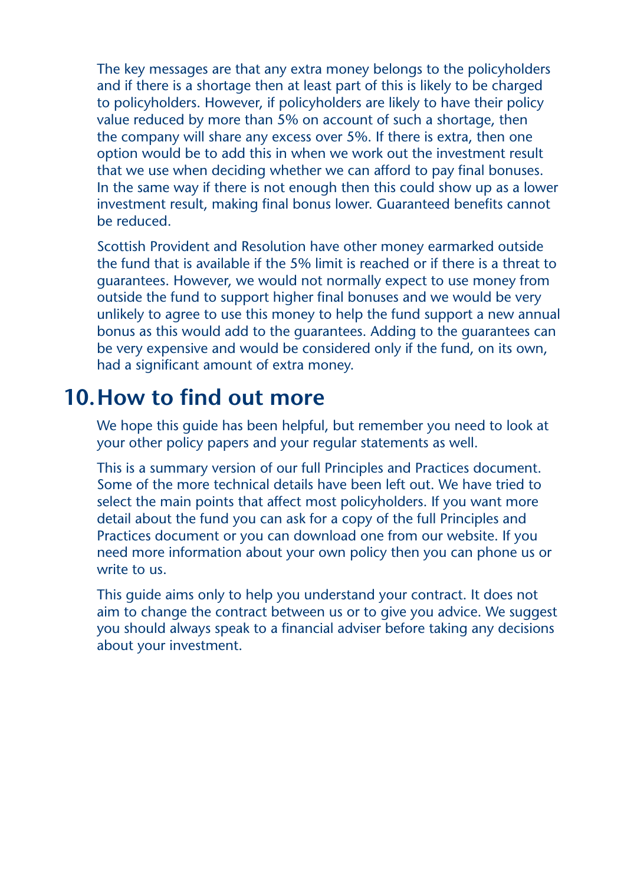The key messages are that any extra money belongs to the policyholders and if there is a shortage then at least part of this is likely to be charged to policyholders. However, if policyholders are likely to have their policy value reduced by more than 5% on account of such a shortage, then the company will share any excess over 5%. If there is extra, then one option would be to add this in when we work out the investment result that we use when deciding whether we can afford to pay final bonuses. In the same way if there is not enough then this could show up as a lower investment result, making final bonus lower. Guaranteed benefits cannot be reduced.

Scottish Provident and Resolution have other money earmarked outside the fund that is available if the 5% limit is reached or if there is a threat to guarantees. However, we would not normally expect to use money from outside the fund to support higher final bonuses and we would be very unlikely to agree to use this money to help the fund support a new annual bonus as this would add to the guarantees. Adding to the guarantees can be very expensive and would be considered only if the fund, on its own, had a significant amount of extra money.

## 10. How to find out more

We hope this guide has been helpful, but remember you need to look at your other policy papers and your regular statements as well.

This is a summary version of our full Principles and Practices document. Some of the more technical details have been left out. We have tried to select the main points that affect most policyholders. If you want more detail about the fund you can ask for a copy of the full Principles and Practices document or you can download one from our website. If you need more information about your own policy then you can phone us or write to us.

This guide aims only to help you understand your contract. It does not aim to change the contract between us or to give you advice. We suggest you should always speak to a financial adviser before taking any decisions about your investment.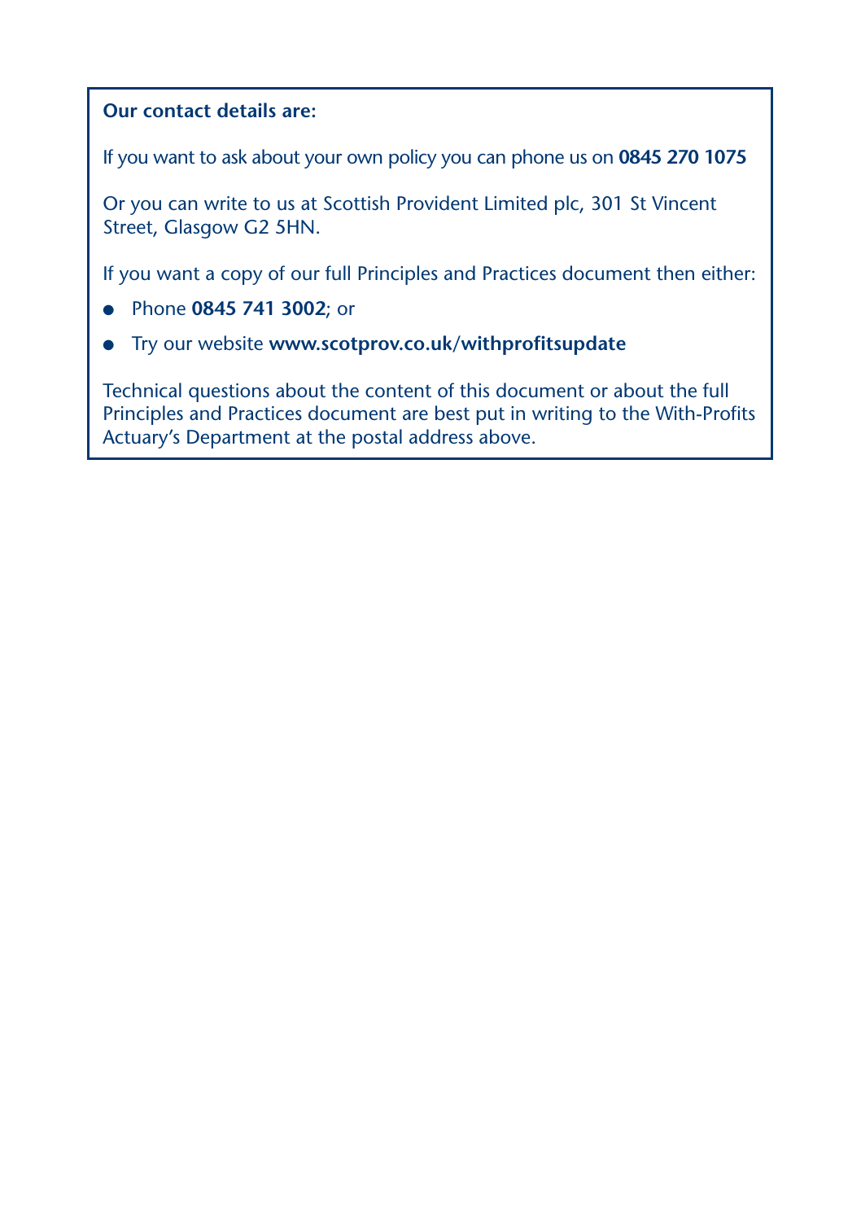**Our contact details are:**

If you want to ask about your own policy you can phone us on **0845 270 1075**

Or you can write to us at Scottish Provident Limited plc, 301 St Vincent Street, Glasgow G2 5HN.

If you want a copy of our full Principles and Practices document then either:

- Phone **0845 741 3002**; or
- Try our website **www.scotprov.co.uk/withprofitsupdate**

Technical questions about the content of this document or about the full Principles and Practices document are best put in writing to the With-Profits Actuary's Department at the postal address above.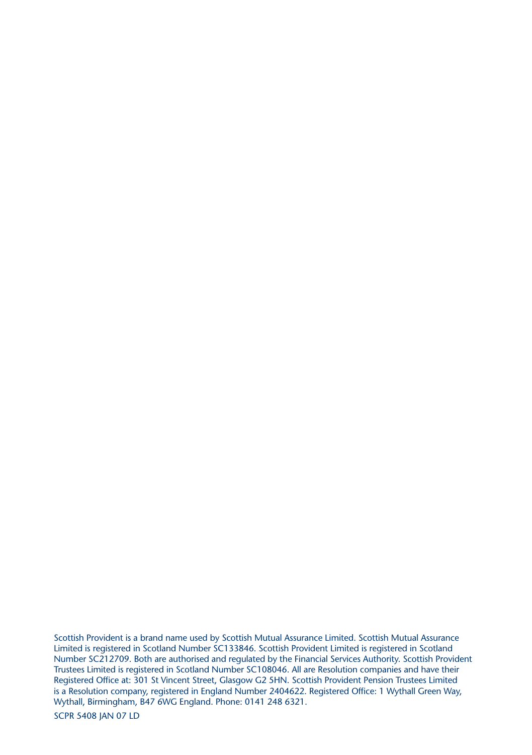Scottish Provident is a brand name used by Scottish Mutual Assurance Limited. Scottish Mutual Assurance Limited is registered in Scotland Number SC133846. Scottish Provident Limited is registered in Scotland Number SC212709. Both are authorised and regulated by the Financial Services Authority. Scottish Provident Trustees Limited is registered in Scotland Number SC108046. All are Resolution companies and have their Registered Office at: 301 St Vincent Street, Glasgow G2 5HN. Scottish Provident Pension Trustees Limited is a Resolution company, registered in England Number 2404622. Registered Office: 1 Wythall Green Way, Wythall, Birmingham, B47 6WG England. Phone: 0141 248 6321.

SCPR 5408 JAN 07 LD